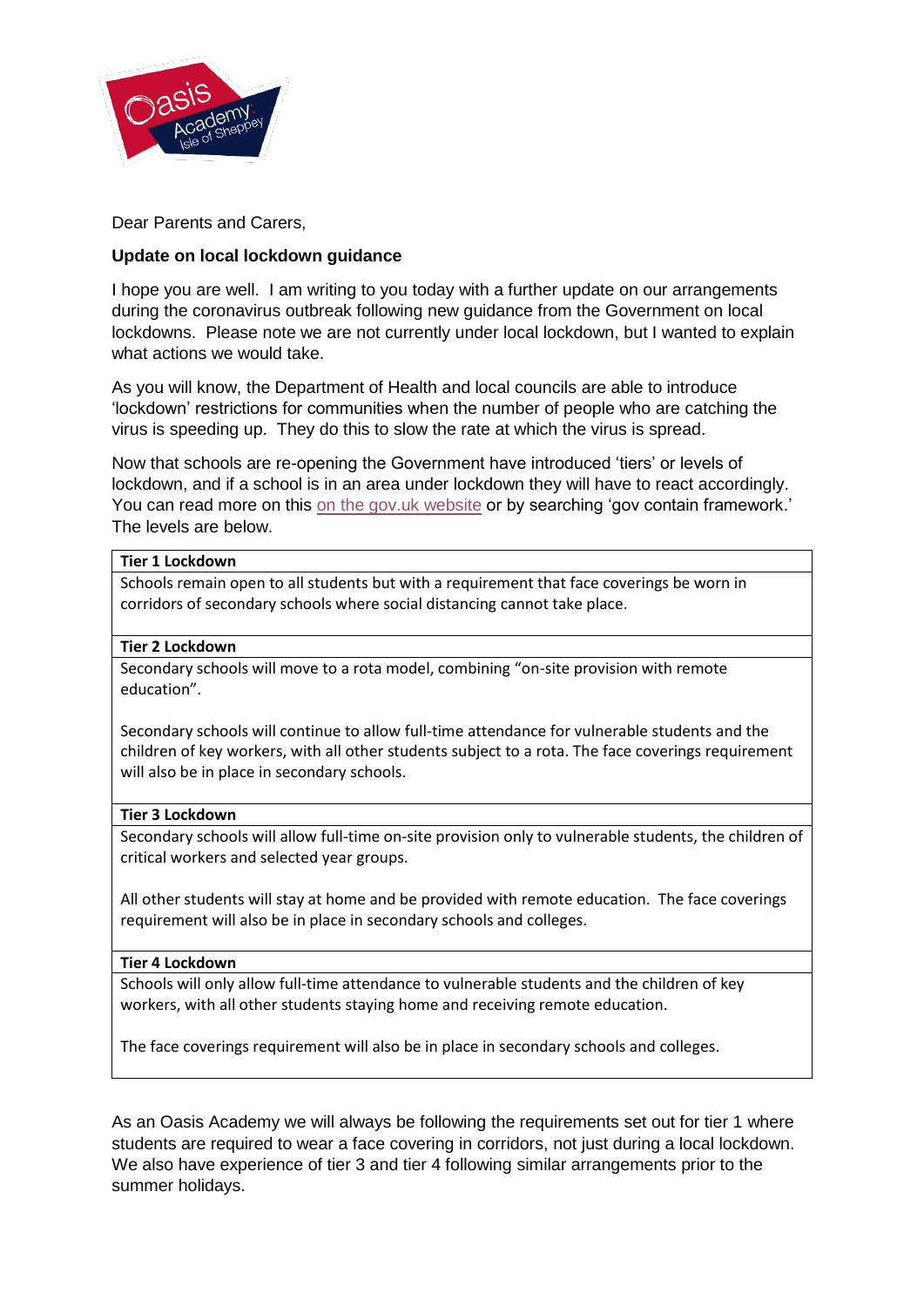Dear Parents and Carers,

**Update on local lockdown guidance**

I hope you are well. I am writing to you today with a further update on our arrangements during the coronavirus outbreak following new guidance from the Government on local lockdowns. Please note we are not currently under local lockdown, but I wanted to explain what actions we would take.

As you will know, the Department of Health and local councils are able to introduce 'lockdown' restrictions for communities when the number of people who are catching the virus is speeding up. They do this to slow the rate at which the virus is spread.

Now that schools are re-opening the Government have introduced 'tiers' or levels of lockdown, and if a school is in an area under lockdown they will have to react accordingly. You can read more on this on the gov.uk website or by searching 'gov contain framework.' The levels are below.

| **Tier 1 Lockdown** |
| --- |
| Schools remain open to all students but with a requirement that face coverings be worn in corridors of secondary schools where social distancing cannot take place. |
| **Tier 2 Lockdown** |
| Secondary schools will move to a rota model, combining "on-site provision with remote education".<br><br>Secondary schools will continue to allow full-time attendance for vulnerable students and the children of key workers, with all other students subject to a rota. The face coverings requirement will also be in place in secondary schools. |
| **Tier 3 Lockdown** |
| Secondary schools will allow full-time on-site provision only to vulnerable students, the children of critical workers and selected year groups.<br><br>All other students will stay at home and be provided with remote education. The face coverings requirement will also be in place in secondary schools and colleges. |
| **Tier 4 Lockdown** |
| Schools will only allow full-time attendance to vulnerable students and the children of key workers, with all other students staying home and receiving remote education.<br><br>The face coverings requirement will also be in place in secondary schools and colleges. |

As an Oasis Academy we will always be following the requirements set out for tier 1 where students are required to wear a face covering in corridors, not just during a local lockdown. We also have experience of tier 3 and tier 4 following similar arrangements prior to the summer holidays.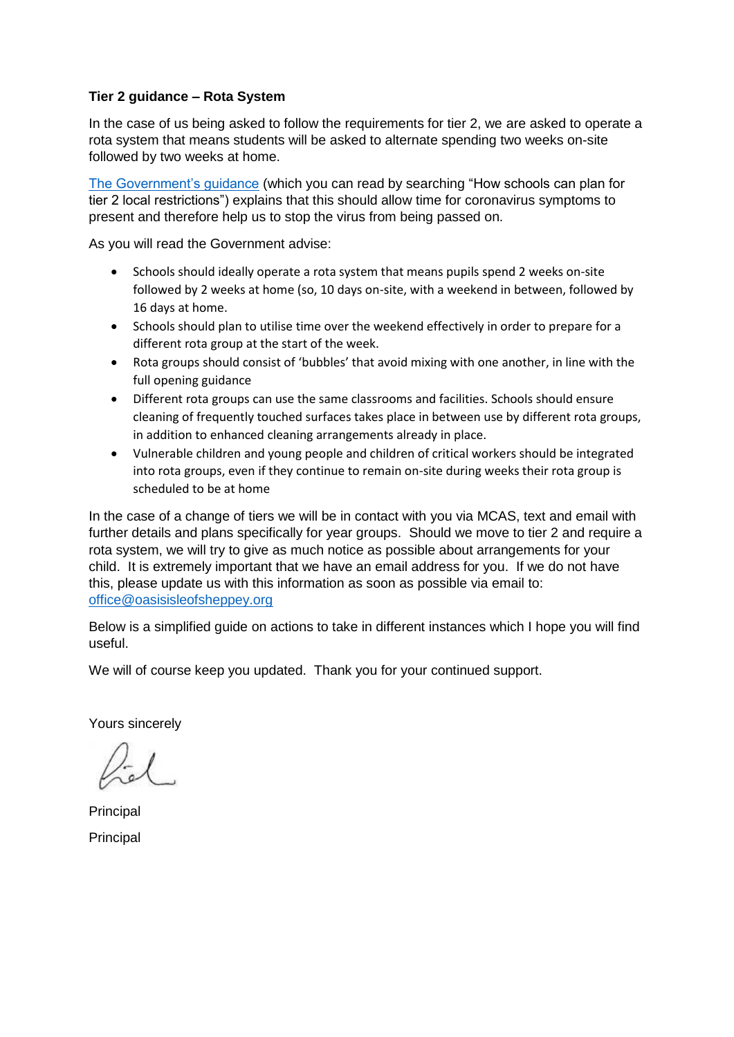**Tier 2 guidance – Rota System**

In the case of us being asked to follow the requirements for tier 2, we are asked to operate a rota system that means students will be asked to alternate spending two weeks on-site followed by two weeks at home.

The Government's guidance (which you can read by searching "How schools can plan for tier 2 local restrictions") explains that this should allow time for coronavirus symptoms to present and therefore help us to stop the virus from being passed on.

As you will read the Government advise:

- Schools should ideally operate a rota system that means pupils spend 2 weeks on-site followed by 2 weeks at home (so, 10 days on-site, with a weekend in between, followed by 16 days at home.
- Schools should plan to utilise time over the weekend effectively in order to prepare for a different rota group at the start of the week.
- Rota groups should consist of 'bubbles' that avoid mixing with one another, in line with the full opening guidance
- Different rota groups can use the same classrooms and facilities. Schools should ensure cleaning of frequently touched surfaces takes place in between use by different rota groups, in addition to enhanced cleaning arrangements already in place.
- Vulnerable children and young people and children of critical workers should be integrated into rota groups, even if they continue to remain on-site during weeks their rota group is scheduled to be at home

In the case of a change of tiers we will be in contact with you via MCAS, text and email with further details and plans specifically for year groups. Should we move to tier 2 and require a rota system, we will try to give as much notice as possible about arrangements for your child. It is extremely important that we have an email address for you. If we do not have this, please update us with this information as soon as possible via email to: office@oasisisleofsheppey.org

Below is a simplified guide on actions to take in different instances which I hope you will find useful.

We will of course keep you updated. Thank you for your continued support.

Yours sincerely

Principal

Principal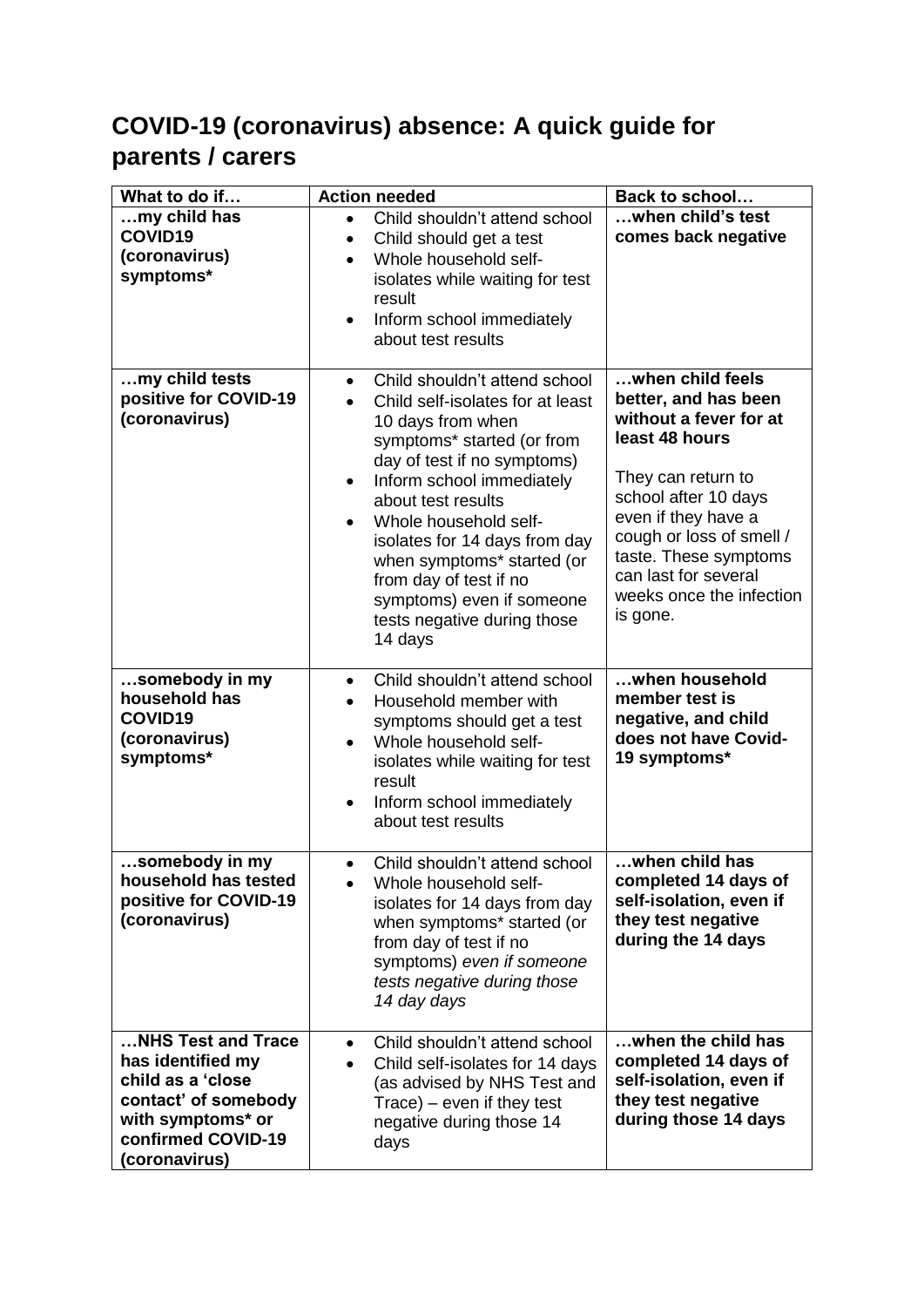# COVID-19 (coronavirus) absence: A quick guide for parents / carers

| What to do if… | Action needed | Back to school… |
| --- | --- | --- |
| **…my child has COVID19 (coronavirus) symptoms*** | • Child shouldn't attend school<br>• Child should get a test<br>• Whole household self-isolates while waiting for test result<br>• Inform school immediately about test results | **…when child's test comes back negative** |
| **…my child tests positive for COVID-19 (coronavirus)** | • Child shouldn't attend school<br>• Child self-isolates for at least 10 days from when symptoms* started (or from day of test if no symptoms)<br>• Inform school immediately about test results<br>• Whole household self-isolates for 14 days from day when symptoms* started (or from day of test if no symptoms) even if someone tests negative during those 14 days | **…when child feels better, and has been without a fever for at least 48 hours**<br><br>They can return to school after 10 days even if they have a cough or loss of smell / taste. These symptoms can last for several weeks once the infection is gone. |
| **…somebody in my household has COVID19 (coronavirus) symptoms*** | • Child shouldn't attend school<br>• Household member with symptoms should get a test<br>• Whole household self-isolates while waiting for test result<br>• Inform school immediately about test results | **…when household member test is negative, and child does not have Covid-19 symptoms*** |
| **…somebody in my household has tested positive for COVID-19 (coronavirus)** | • Child shouldn't attend school<br>• Whole household self-isolates for 14 days from day when symptoms* started (or from day of test if no symptoms) *even if someone tests negative during those 14 day days* | **…when child has completed 14 days of self-isolation, even if they test negative during the 14 days** |
| **…NHS Test and Trace has identified my child as a 'close contact' of somebody with symptoms* or confirmed COVID-19 (coronavirus)** | • Child shouldn't attend school<br>• Child self-isolates for 14 days (as advised by NHS Test and Trace) – even if they test negative during those 14 days | **…when the child has completed 14 days of self-isolation, even if they test negative during those 14 days** |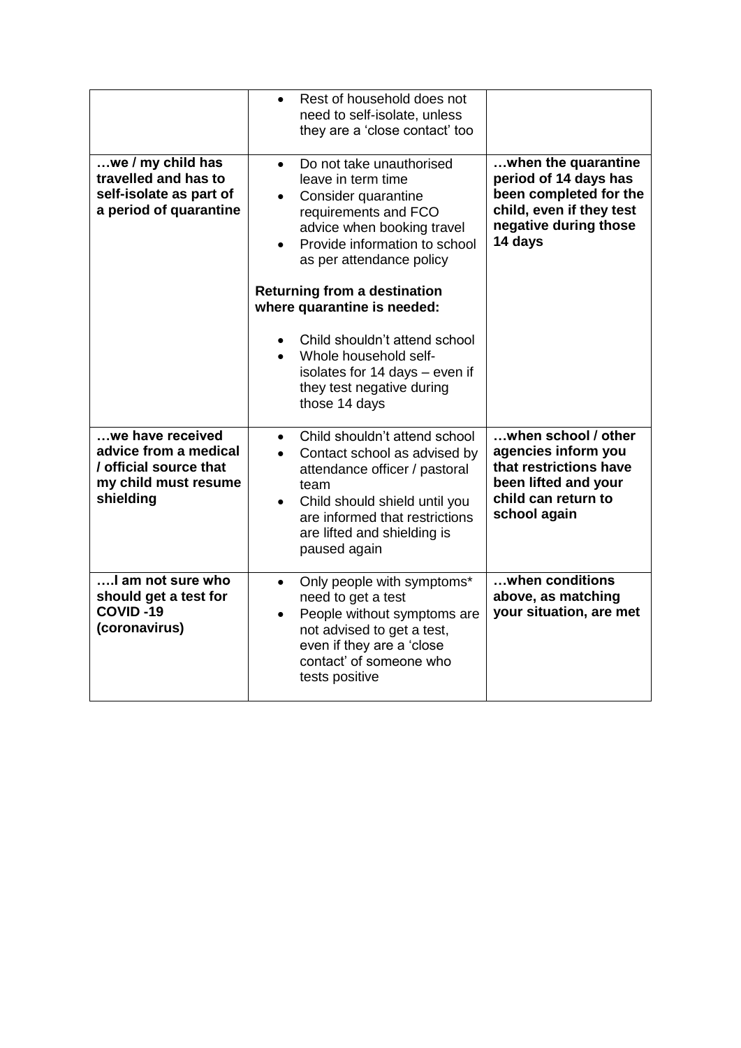| | | |
|---|---|---|
| | • Rest of household does not need to self-isolate, unless they are a 'close contact' too | |
| **…we / my child has travelled and has to self-isolate as part of a period of quarantine** | • Do not take unauthorised leave in term time<br>• Consider quarantine requirements and FCO advice when booking travel<br>• Provide information to school as per attendance policy<br><br>**Returning from a destination where quarantine is needed:**<br><br>• Child shouldn't attend school<br>• Whole household self-isolates for 14 days – even if they test negative during those 14 days | **…when the quarantine period of 14 days has been completed for the child, even if they test negative during those 14 days** |
| **…we have received advice from a medical / official source that my child must resume shielding** | • Child shouldn't attend school<br>• Contact school as advised by attendance officer / pastoral team<br>• Child should shield until you are informed that restrictions are lifted and shielding is paused again | **…when school / other agencies inform you that restrictions have been lifted and your child can return to school again** |
| **….I am not sure who should get a test for COVID -19 (coronavirus)** | • Only people with symptoms* need to get a test<br>• People without symptoms are not advised to get a test, even if they are a 'close contact' of someone who tests positive | **…when conditions above, as matching your situation, are met** |